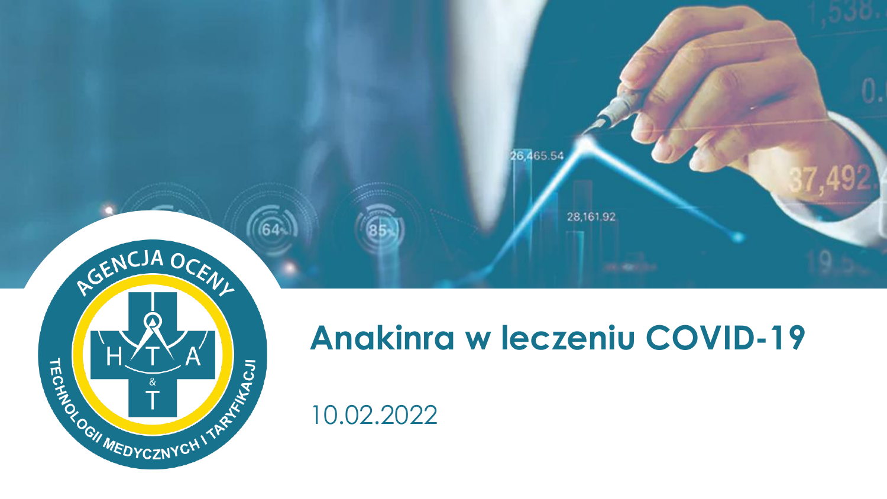# Anakinra w leczeniu COVID-19

10.02.2022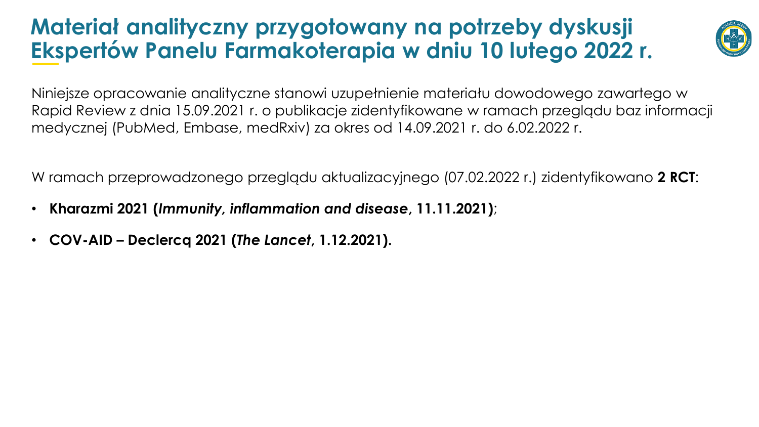# Materiał analityczny przygotowany na potrzeby dyskusji Ekspertów Panelu Farmakoterapia w dniu 10 lutego 2022 r.

Niniejsze opracowanie analityczne stanowi uzupełnienie materiału dowodowego zawartego w Rapid Review z dnia 15.09.2021 r. o publikacje zidentyfikowane w ramach przeglądu baz informacji medycznej (PubMed, Embase, medRxiv) za okres od 14.09.2021 r. do 6.02.2022 r.

W ramach przeprowadzonego przeglądu aktualizacyjnego (07.02.2022 r.) zidentyfikowano **2 RCT**:

- **Kharazmi 2021 (*Immunity, inflammation and disease*, 11.11.2021)**;
- **COV-AID – Declercq 2021 (*The Lancet*, 1.12.2021).**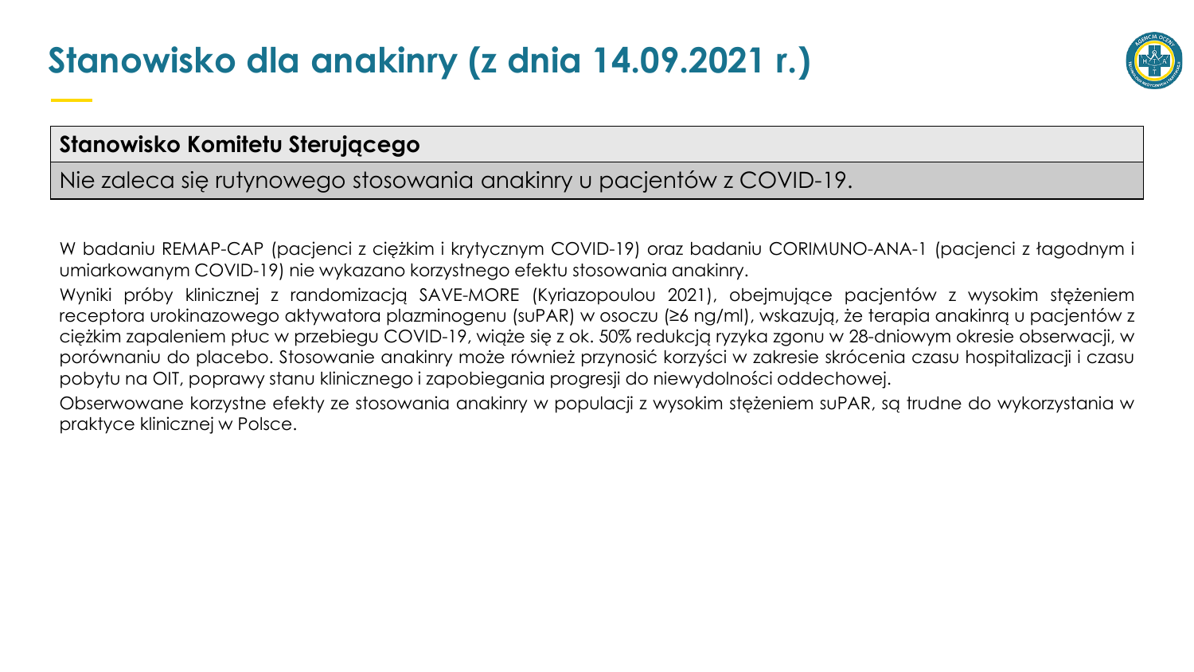# Stanowisko dla anakinry (z dnia 14.09.2021 r.)

| **Stanowisko Komitetu Sterującego** |
| --- |
| Nie zaleca się rutynowego stosowania anakinry u pacjentów z COVID-19. |

W badaniu REMAP-CAP (pacjenci z ciężkim i krytycznym COVID-19) oraz badaniu CORIMUNO-ANA-1 (pacjenci z łagodnym i umiarkowanym COVID-19) nie wykazano korzystnego efektu stosowania anakinry.

Wyniki próby klinicznej z randomizacją SAVE-MORE (Kyriazopoulou 2021), obejmujące pacjentów z wysokim stężeniem receptora urokinazowego aktywatora plazminogenu (suPAR) w osoczu (≥6 ng/ml), wskazują, że terapia anakinrą u pacjentów z ciężkim zapaleniem płuc w przebiegu COVID-19, wiąże się z ok. 50% redukcją ryzyka zgonu w 28-dniowym okresie obserwacji, w porównaniu do placebo. Stosowanie anakinry może również przynosić korzyści w zakresie skrócenia czasu hospitalizacji i czasu pobytu na OIT, poprawy stanu klinicznego i zapobiegania progresji do niewydolności oddechowej.

Obserwowane korzystne efekty ze stosowania anakinry w populacji z wysokim stężeniem suPAR, są trudne do wykorzystania w praktyce klinicznej w Polsce.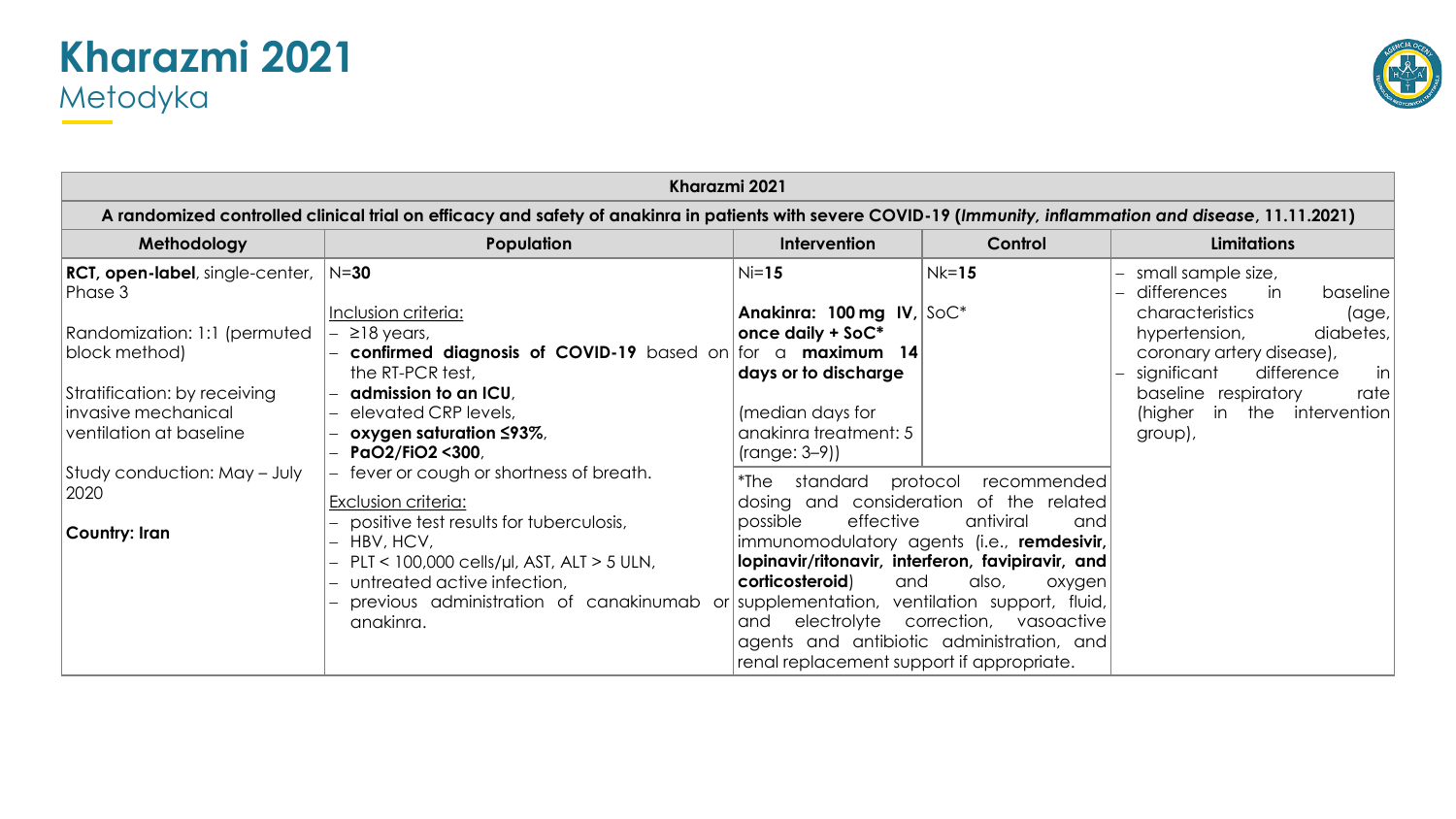# Kharazmi 2021

## Metodyka

| Kharazmi 2021 | | | | |
|---|---|---|---|---|
| A randomized controlled clinical trial on efficacy and safety of anakinra in patients with severe COVID-19 (*Immunity, inflammation and disease*, 11.11.2021) | | | | |
| **Methodology** | **Population** | **Intervention** | **Control** | **Limitations** |
| **RCT, open-label**, single-center, Phase 3<br><br>Randomization: 1:1 (permuted block method)<br><br>Stratification: by receiving invasive mechanical ventilation at baseline<br><br>Study conduction: May – July 2020<br><br>**Country: Iran** | N=**30**<br><br>Inclusion criteria:<br>– ≥18 years,<br>– **confirmed diagnosis of COVID-19** based on the RT-PCR test,<br>– **admission to an ICU**,<br>– elevated CRP levels,<br>– **oxygen saturation ≤93%**,<br>– **PaO2/FiO2 <300**,<br>– fever or cough or shortness of breath.<br><br>Exclusion criteria:<br>– positive test results for tuberculosis,<br>– HBV, HCV,<br>– PLT < 100,000 cells/µl, AST, ALT > 5 ULN,<br>– untreated active infection,<br>– previous administration of canakinumab or anakinra. | Ni=**15**<br><br>**Anakinra: 100 mg IV, once daily + SoC*** for a **maximum 14 days or to discharge**<br><br>(median days for anakinra treatment: 5 (range: 3–9))<br><br>*The standard protocol recommended dosing and consideration of the related possible effective antiviral and immunomodulatory agents (i.e., **remdesivir, lopinavir/ritonavir, interferon, favipiravir, and corticosteroid**) and also, oxygen supplementation, ventilation support, fluid, and electrolyte correction, vasoactive agents and antibiotic administration, and renal replacement support if appropriate. | Nk=**15**<br><br>SoC* | – small sample size,<br>– differences in baseline characteristics (age, hypertension, diabetes, coronary artery disease),<br>– significant difference in baseline respiratory rate (higher in the intervention group), |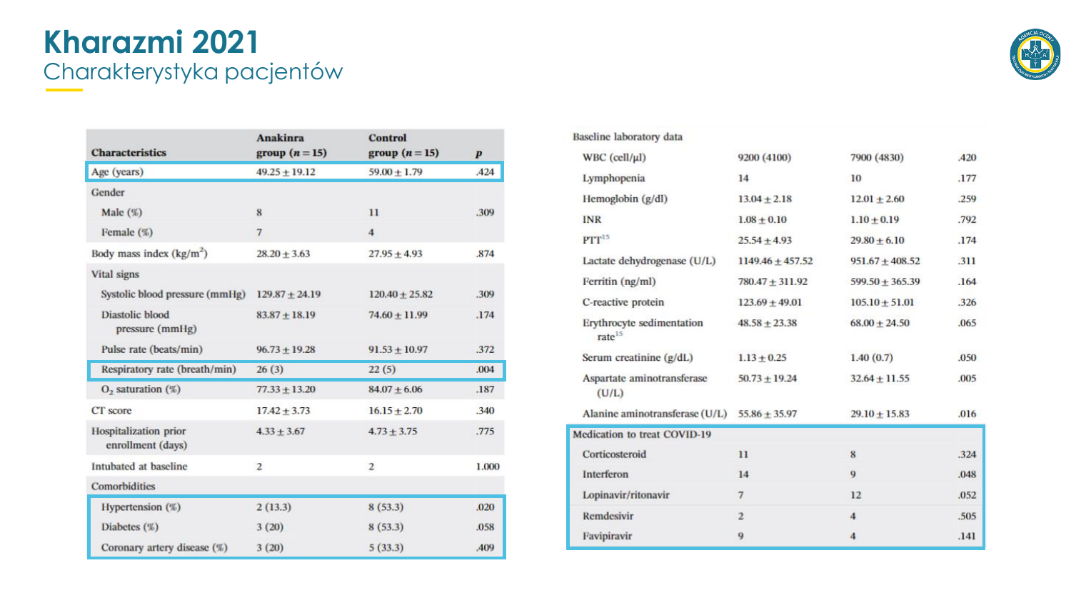# Kharazmi 2021

## Charakterystyka pacjentów

| Characteristics | Anakinra group ($n = 15$) | Control group ($n = 15$) | p |
|---|---|---|---|
| Age (years) | 49.25 ± 19.12 | 59.00 ± 1.79 | .424 |
| Gender | | | |
| Male (%) | 8 | 11 | .309 |
| Female (%) | 7 | 4 | |
| Body mass index (kg/m$^2$) | 28.20 ± 3.63 | 27.95 ± 4.93 | .874 |
| Vital signs | | | |
| Systolic blood pressure (mmHg) | 129.87 ± 24.19 | 120.40 ± 25.82 | .309 |
| Diastolic blood pressure (mmHg) | 83.87 ± 18.19 | 74.60 ± 11.99 | .174 |
| Pulse rate (beats/min) | 96.73 ± 19.28 | 91.53 ± 10.97 | .372 |
| Respiratory rate (breath/min) | 26 (3) | 22 (5) | .004 |
| $O_2$ saturation (%) | 77.33 ± 13.20 | 84.07 ± 6.06 | .187 |
| CT score | 17.42 ± 3.73 | 16.15 ± 2.70 | .340 |
| Hospitalization prior enrollment (days) | 4.33 ± 3.67 | 4.73 ± 3.75 | .775 |
| Intubated at baseline | 2 | 2 | 1.000 |
| Comorbidities | | | |
| Hypertension (%) | 2 (13.3) | 8 (53.3) | .020 |
| Diabetes (%) | 3 (20) | 8 (53.3) | .058 |
| Coronary artery disease (%) | 3 (20) | 5 (33.3) | .409 |
| Baseline laboratory data | | | |
| WBC (cell/µl) | 9200 (4100) | 7900 (4830) | .420 |
| Lymphopenia | 14 | 10 | .177 |
| Hemoglobin (g/dl) | 13.04 ± 2.18 | 12.01 ± 2.60 | .259 |
| INR | 1.08 ± 0.10 | 1.10 ± 0.19 | .792 |
| PTT[15] | 25.54 ± 4.93 | 29.80 ± 6.10 | .174 |
| Lactate dehydrogenase (U/L) | 1149.46 ± 457.52 | 951.67 ± 408.52 | .311 |
| Ferritin (ng/ml) | 780.47 ± 311.92 | 599.50 ± 365.39 | .164 |
| C-reactive protein | 123.69 ± 49.01 | 105.10 ± 51.01 | .326 |
| Erythrocyte sedimentation rate[15] | 48.58 ± 23.38 | 68.00 ± 24.50 | .065 |
| Serum creatinine (g/dL) | 1.13 ± 0.25 | 1.40 (0.7) | .050 |
| Aspartate aminotransferase (U/L) | 50.73 ± 19.24 | 32.64 ± 11.55 | .005 |
| Alanine aminotransferase (U/L) | 55.86 ± 35.97 | 29.10 ± 15.83 | .016 |
| Medication to treat COVID-19 | | | |
| Corticosteroid | 11 | 8 | .324 |
| Interferon | 14 | 9 | .048 |
| Lopinavir/ritonavir | 7 | 12 | .052 |
| Remdesivir | 2 | 4 | .505 |
| Favipiravir | 9 | 4 | .141 |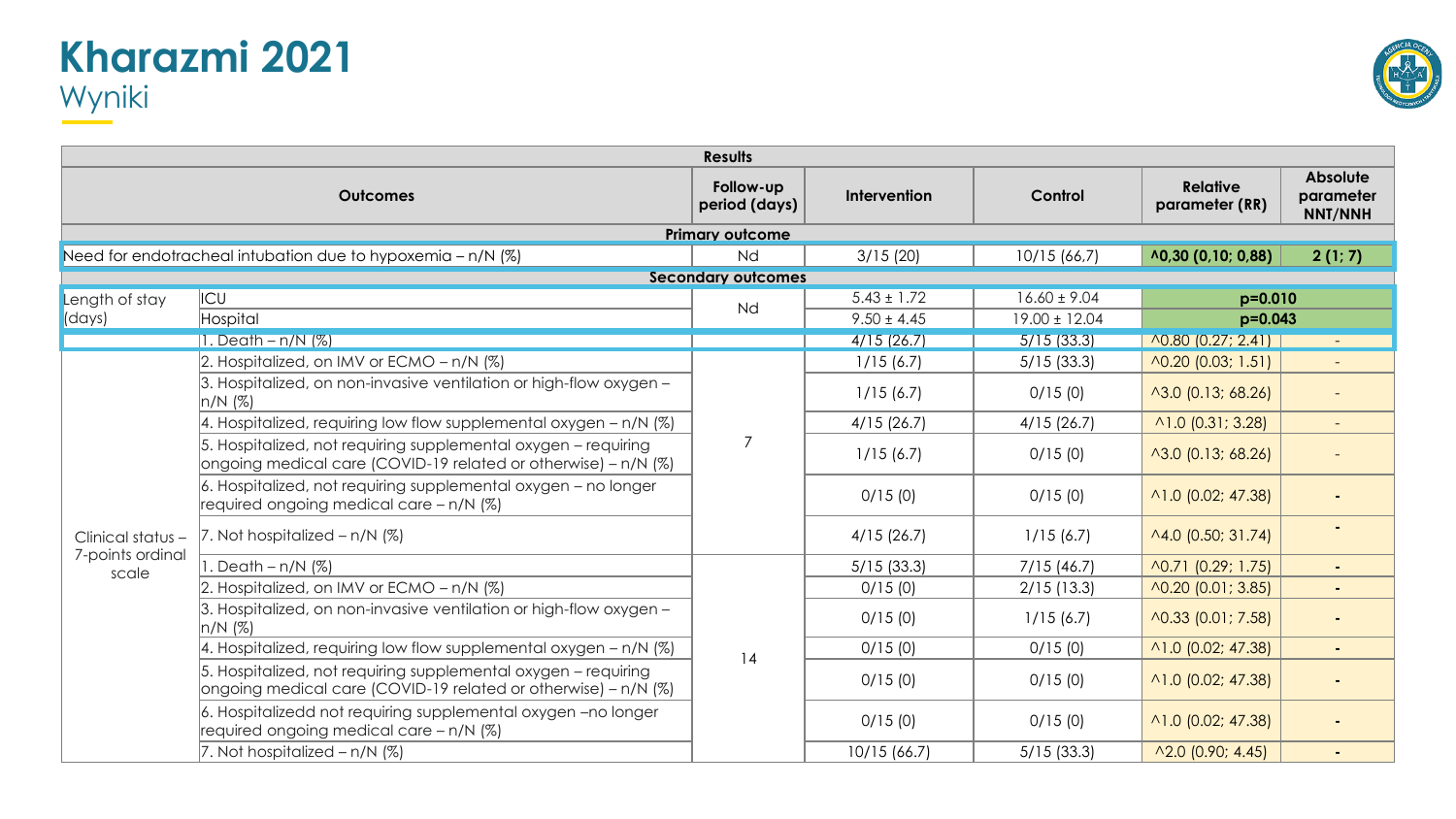# Kharazmi 2021

## Wyniki

| Results | | | | | | |
|---|---|---|---|---|---|---|
| **Outcomes** | | **Follow-up period (days)** | **Intervention** | **Control** | **Relative parameter (RR)** | **Absolute parameter NNT/NNH** |
| **Primary outcome** | | | | | | |
| Need for endotracheal intubation due to hypoxemia – n/N (%) | | Nd | 3/15 (20) | 10/15 (66,7) | **^0,30 (0,10; 0,88)** | **2 (1; 7)** |
| **Secondary outcomes** | | | | | | |
| Length of stay (days) | ICU | Nd | 5.43 ± 1.72 | 16.60 ± 9.04 | **p=0.010** | |
| | Hospital | | 9.50 ± 4.45 | 19.00 ± 12.04 | **p=0.043** | |
| Clinical status – 7-points ordinal scale | 1. Death – n/N (%) | 7 | 4/15 (26.7) | 5/15 (33.3) | ^0.80 (0.27; 2.41) | - |
| | 2. Hospitalized, on IMV or ECMO – n/N (%) | | 1/15 (6.7) | 5/15 (33.3) | ^0.20 (0.03; 1.51) | - |
| | 3. Hospitalized, on non-invasive ventilation or high-flow oxygen – n/N (%) | | 1/15 (6.7) | 0/15 (0) | ^3.0 (0.13; 68.26) | - |
| | 4. Hospitalized, requiring low flow supplemental oxygen – n/N (%) | | 4/15 (26.7) | 4/15 (26.7) | ^1.0 (0.31; 3.28) | - |
| | 5. Hospitalized, not requiring supplemental oxygen – requiring ongoing medical care (COVID-19 related or otherwise) – n/N (%) | | 1/15 (6.7) | 0/15 (0) | ^3.0 (0.13; 68.26) | - |
| | 6. Hospitalized, not requiring supplemental oxygen – no longer required ongoing medical care – n/N (%) | | 0/15 (0) | 0/15 (0) | ^1.0 (0.02; 47.38) | - |
| | 7. Not hospitalized – n/N (%) | | 4/15 (26.7) | 1/15 (6.7) | ^4.0 (0.50; 31.74) | - |
| | 1. Death – n/N (%) | 14 | 5/15 (33.3) | 7/15 (46.7) | ^0.71 (0.29; 1.75) | - |
| | 2. Hospitalized, on IMV or ECMO – n/N (%) | | 0/15 (0) | 2/15 (13.3) | ^0.20 (0.01; 3.85) | - |
| | 3. Hospitalized, on non-invasive ventilation or high-flow oxygen – n/N (%) | | 0/15 (0) | 1/15 (6.7) | ^0.33 (0.01; 7.58) | - |
| | 4. Hospitalized, requiring low flow supplemental oxygen – n/N (%) | | 0/15 (0) | 0/15 (0) | ^1.0 (0.02; 47.38) | - |
| | 5. Hospitalized, not requiring supplemental oxygen – requiring ongoing medical care (COVID-19 related or otherwise) – n/N (%) | | 0/15 (0) | 0/15 (0) | ^1.0 (0.02; 47.38) | - |
| | 6. Hospitalizedd not requiring supplemental oxygen –no longer required ongoing medical care – n/N (%) | | 0/15 (0) | 0/15 (0) | ^1.0 (0.02; 47.38) | - |
| | 7. Not hospitalized – n/N (%) | | 10/15 (66.7) | 5/15 (33.3) | ^2.0 (0.90; 4.45) | - |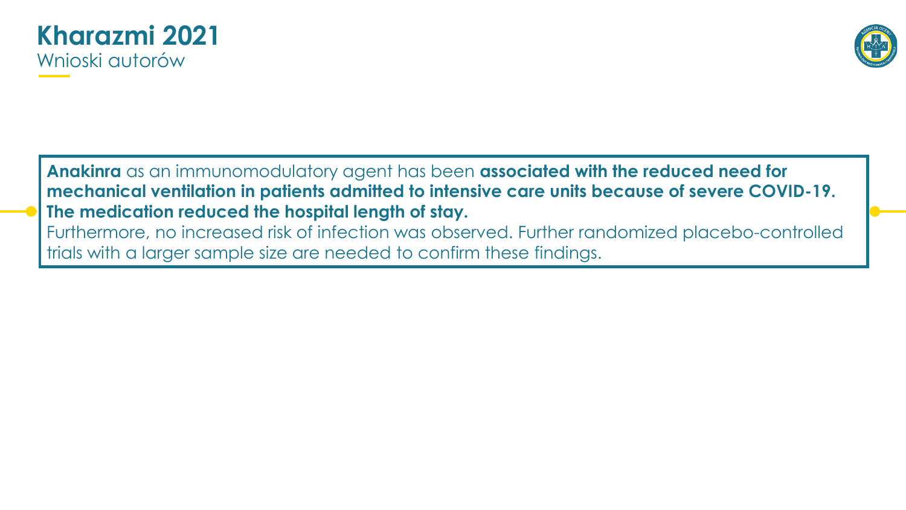# Kharazmi 2021

## Wnioski autorów

**Anakinra** as an immunomodulatory agent has been **associated with the reduced need for mechanical ventilation in patients admitted to intensive care units because of severe COVID-19. The medication reduced the hospital length of stay.**
Furthermore, no increased risk of infection was observed. Further randomized placebo-controlled trials with a larger sample size are needed to confirm these findings.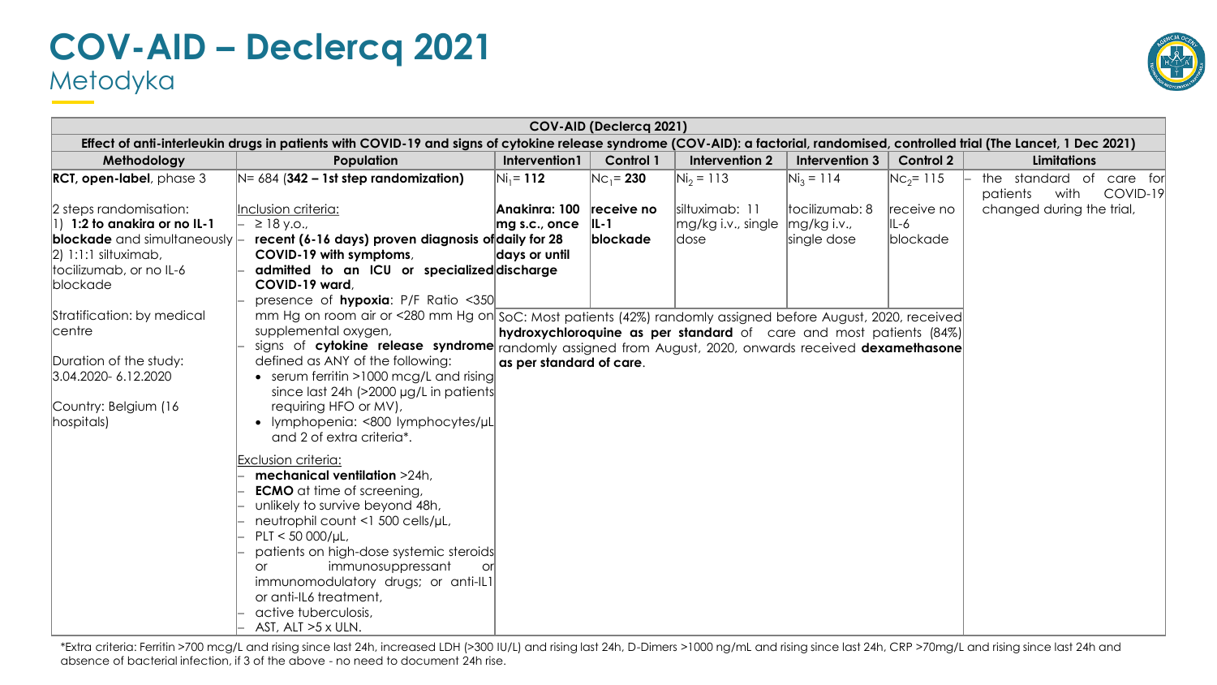# COV-AID – Declercq 2021

## Metodyka

| COV-AID (Declercq 2021) | | | | | | | |
|---|---|---|---|---|---|---|---|
| Effect of anti-interleukin drugs in patients with COVID-19 and signs of cytokine release syndrome (COV-AID): a factorial, randomised, controlled trial (The Lancet, 1 Dec 2021) | | | | | | | |
| **Methodology** | **Population** | **Intervention1** | **Control 1** | **Intervention 2** | **Intervention 3** | **Control 2** | **Limitations** |
| **RCT, open-label**, phase 3<br><br>2 steps randomisation:<br>1) **1:2 to anakira or no IL-1 blockade** and simultaneously<br>2) 1:1:1 siltuximab, tocilizumab, or no IL-6 blockade<br><br>Stratification: by medical centre<br><br>Duration of the study: 3.04.2020- 6.12.2020<br><br>Country: Belgium (16 hospitals) | N= 684 (**342 – 1st step randomization**)<br><br>Inclusion criteria:<br>– ≥ 18 y.o.,<br>– **recent (6-16 days) proven diagnosis of COVID-19 with symptoms**,<br>– **admitted to an ICU or specialized COVID-19 ward**,<br>– presence of **hypoxia**: P/F Ratio <350 mm Hg on room air or <280 mm Hg on supplemental oxygen,<br>– signs of **cytokine release syndrome** defined as ANY of the following:<br>• serum ferritin >1000 mcg/L and rising since last 24h (>2000 µg/L in patients requiring HFO or MV),<br>• lymphopenia: <800 lymphocytes/µL and 2 of extra criteria*.<br><br>Exclusion criteria:<br>– **mechanical ventilation** >24h,<br>– **ECMO** at time of screening,<br>– unlikely to survive beyond 48h,<br>– neutrophil count <1 500 cells/µL,<br>– PLT < 50 000/µL,<br>– patients on high-dose systemic steroids or immunosuppressant or immunomodulatory drugs; or anti-IL1 or anti-IL6 treatment,<br>– active tuberculosis,<br>– AST, ALT >5 x ULN. | $Ni_1$= **112**<br><br>**Anakinra: 100 mg s.c., once daily for 28 days or until discharge** | $Nc_1$= **230**<br><br>**receive no IL-1 blockade** | $Ni_2$ = 113<br><br>siltuximab: 11 mg/kg i.v., single dose | $Ni_3$ = 114<br><br>tocilizumab: 8 mg/kg i.v., single dose | $Nc_2$= 115<br><br>receive no IL-6 blockade | – the standard of care for patients with COVID-19 changed during the trial, |
| | | SoC: Most patients (42%) randomly assigned before August, 2020, received **hydroxychloroquine as per standard** of care and most patients (84%) randomly assigned from August, 2020, onwards received **dexamethasone as per standard of care**. | | | | | |

*Extra criteria: Ferritin >700 mcg/L and rising since last 24h, increased LDH (>300 IU/L) and rising last 24h, D-Dimers >1000 ng/mL and rising since last 24h, CRP >70mg/L and rising since last 24h and absence of bacterial infection, if 3 of the above - no need to document 24h rise.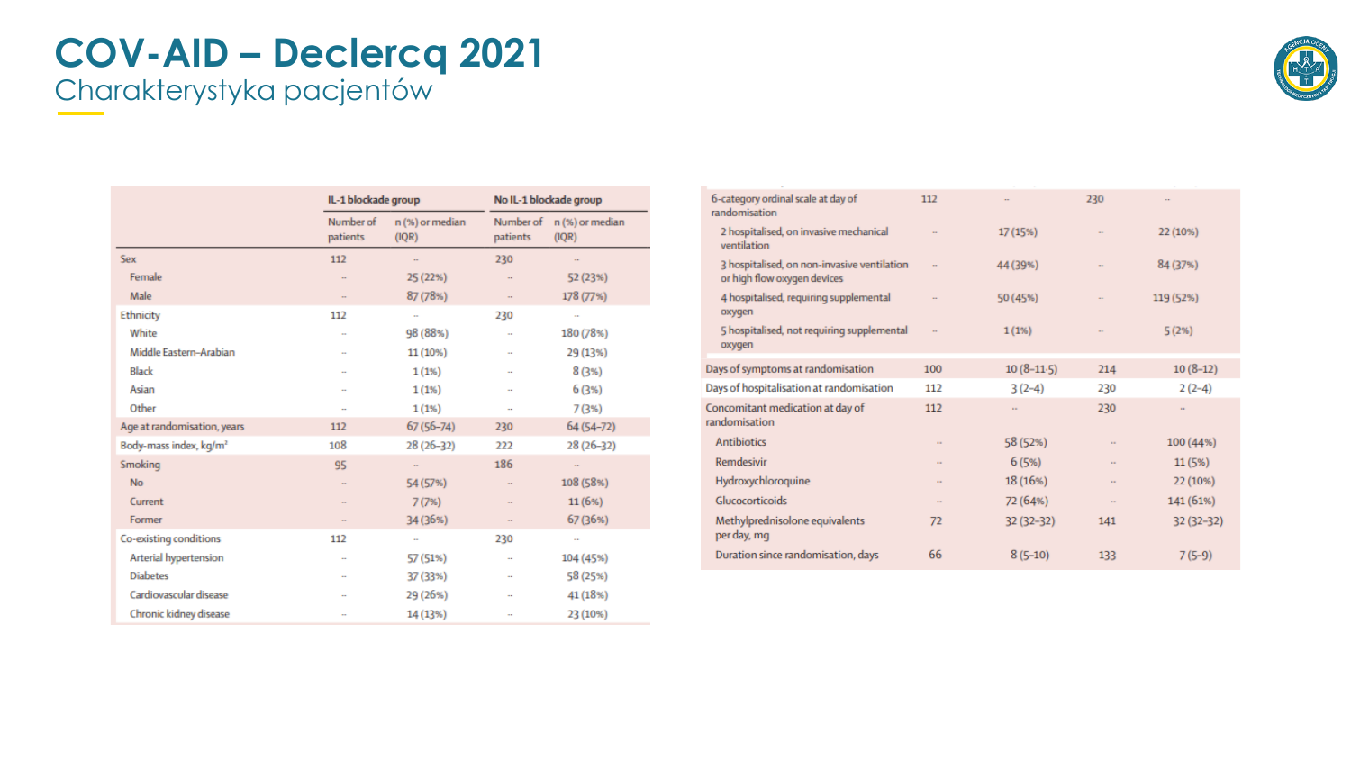# COV-AID – Declercq 2021

## Charakterystyka pacjentów

| | IL-1 blockade group | | No IL-1 blockade group | |
|---|---|---|---|---|
| | Number of patients | n (%) or median (IQR) | Number of patients | n (%) or median (IQR) |
| Sex | 112 | .. | 230 | .. |
| Female | .. | 25 (22%) | .. | 52 (23%) |
| Male | .. | 87 (78%) | .. | 178 (77%) |
| Ethnicity | 112 | .. | 230 | .. |
| White | .. | 98 (88%) | .. | 180 (78%) |
| Middle Eastern-Arabian | .. | 11 (10%) | .. | 29 (13%) |
| Black | .. | 1 (1%) | .. | 8 (3%) |
| Asian | .. | 1 (1%) | .. | 6 (3%) |
| Other | .. | 1 (1%) | .. | 7 (3%) |
| Age at randomisation, years | 112 | 67 (56–74) | 230 | 64 (54–72) |
| Body-mass index, kg/m² | 108 | 28 (26–32) | 222 | 28 (26–32) |
| Smoking | 95 | .. | 186 | .. |
| No | .. | 54 (57%) | .. | 108 (58%) |
| Current | .. | 7 (7%) | .. | 11 (6%) |
| Former | .. | 34 (36%) | .. | 67 (36%) |
| Co-existing conditions | 112 | .. | 230 | .. |
| Arterial hypertension | .. | 57 (51%) | .. | 104 (45%) |
| Diabetes | .. | 37 (33%) | .. | 58 (25%) |
| Cardiovascular disease | .. | 29 (26%) | .. | 41 (18%) |
| Chronic kidney disease | .. | 14 (13%) | .. | 23 (10%) |
| 6-category ordinal scale at day of randomisation | 112 | .. | 230 | .. |
| 2 hospitalised, on invasive mechanical ventilation | .. | 17 (15%) | .. | 22 (10%) |
| 3 hospitalised, on non-invasive ventilation or high flow oxygen devices | .. | 44 (39%) | .. | 84 (37%) |
| 4 hospitalised, requiring supplemental oxygen | .. | 50 (45%) | .. | 119 (52%) |
| 5 hospitalised, not requiring supplemental oxygen | .. | 1 (1%) | .. | 5 (2%) |
| Days of symptoms at randomisation | 100 | 10 (8–11·5) | 214 | 10 (8–12) |
| Days of hospitalisation at randomisation | 112 | 3 (2–4) | 230 | 2 (2–4) |
| Concomitant medication at day of randomisation | 112 | .. | 230 | .. |
| Antibiotics | .. | 58 (52%) | .. | 100 (44%) |
| Remdesivir | .. | 6 (5%) | .. | 11 (5%) |
| Hydroxychloroquine | .. | 18 (16%) | .. | 22 (10%) |
| Glucocorticoids | .. | 72 (64%) | .. | 141 (61%) |
| Methylprednisolone equivalents per day, mg | 72 | 32 (32–32) | 141 | 32 (32–32) |
| Duration since randomisation, days | 66 | 8 (5–10) | 133 | 7 (5–9) |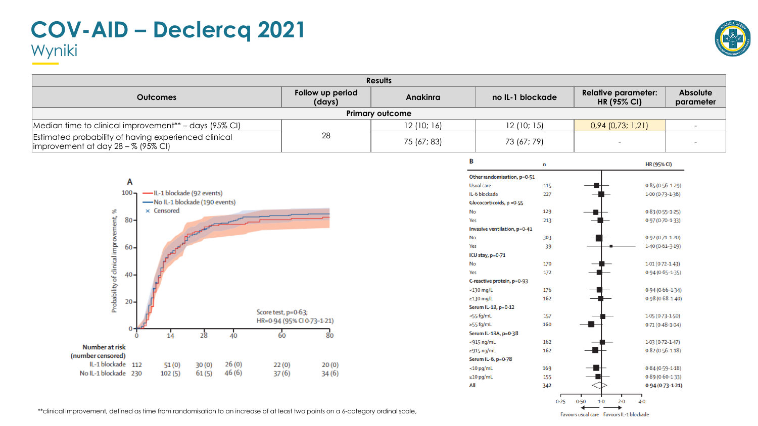# COV-AID – Declercq 2021

## Wyniki

| Results | | | | | |
|---|---|---|---|---|---|
| Outcomes | Follow up period (days) | Anakinra | no IL-1 blockade | Relative parameter: HR (95% CI) | Absolute parameter |
| **Primary outcome** | | | | | |
| Median time to clinical improvement** – days (95% CI) | 28 | 12 (10; 16) | 12 (10; 15) | 0,94 (0,73; 1,21) | - |
| Estimated probability of having experienced clinical improvement at day 28 – % (95% CI) | | 75 (67; 83) | 73 (67; 79) | - | - |

**A**

- IL-1 blockade (92 events)
- No IL-1 blockade (190 events)
- × Censored

Probability of clinical improvement, %

Score test, p=0·63; HR=0·94 (95% CI 0·73–1·21)

| Number at risk (number censored) | 0 | 14 | 28 | 40 | 60 | 80 |
|---|---|---|---|---|---|---|
| IL-1 blockade | 112 | 51 (0) | 30 (0) | 26 (0) | 22 (0) | 20 (0) |
| No IL-1 blockade | 230 | 102 (5) | 61 (5) | 46 (6) | 37 (6) | 34 (6) |

**B**

| | n | HR (95% CI) |
|---|---|---|
| **Other randomisation, p=0·51** | | |
| Usual care | 115 | 0·85 (0·56–1·29) |
| IL-6 blockade | 227 | 1·00 (0·73–1·36) |
| **Glucocorticoids, p=0·55** | | |
| No | 129 | 0·83 (0·55–1·25) |
| Yes | 213 | 0·97 (0·70–1·33) |
| **Invasive ventilation, p=0·41** | | |
| No | 303 | 0·92 (0·71–1·20) |
| Yes | 39 | 1·40 (0·61–3·19) |
| **ICU stay, p=0·71** | | |
| No | 170 | 1·01 (0·72–1·43) |
| Yes | 172 | 0·94 (0·65–1·35) |
| **C-reactive protein, p=0·93** | | |
| <130 mg/L | 176 | 0·94 (0·66–1·34) |
| ≥130 mg/L | 162 | 0·98 (0·68–1·40) |
| **Serum IL-18, p=0·12** | | |
| <55 fg/mL | 157 | 1·05 (0·73–1·50) |
| ≥55 fg/mL | 160 | 0·71 (0·48–1·04) |
| **Serum IL-1RA, p=0·38** | | |
| <915 ng/mL | 162 | 1·03 (0·72–1·47) |
| ≥915 ng/mL | 162 | 0·82 (0·56–1·18) |
| **Serum IL-6, p=0·78** | | |
| <10 pg/mL | 169 | 0·84 (0·59–1·18) |
| ≥10 pg/mL | 155 | 0·89 (0·60–1·33) |
| **All** | 342 | **0·94 (0·73–1·21)** |

Favours usual care ← → Favours IL-1 blockade

**clinical improvement, defined as time from randomisation to an increase of at least two points on a 6-category ordinal scale,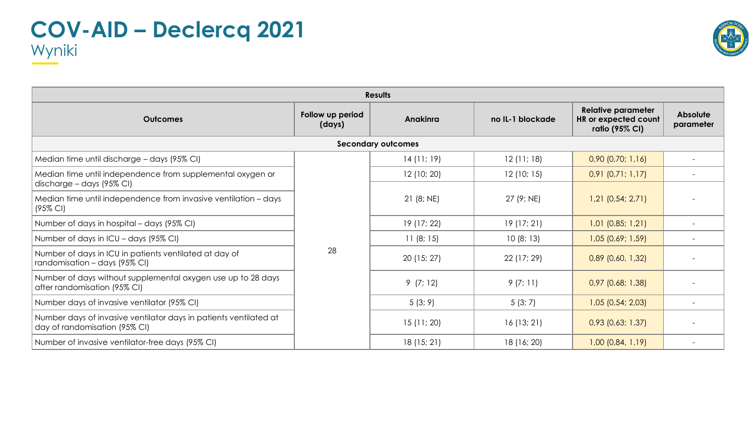# COV-AID – Declercq 2021

## Wyniki

| Results | | | | | |
|---|---|---|---|---|---|
| **Outcomes** | **Follow up period (days)** | **Anakinra** | **no IL-1 blockade** | **Relative parameter HR or expected count ratio (95% CI)** | **Absolute parameter** |
| **Secondary outcomes** | | | | | |
| Median time until discharge – days (95% CI) | 28 | 14 (11; 19) | 12 (11; 18) | 0,90 (0,70; 1,16) | - |
| Median time until independence from supplemental oxygen or discharge – days (95% CI) | | 12 (10; 20) | 12 (10; 15) | 0,91 (0,71; 1,17) | - |
| Median time until independence from invasive ventilation – days (95% CI) | | 21 (8; NE) | 27 (9; NE) | 1,21 (0,54; 2,71) | - |
| Number of days in hospital – days (95% CI) | | 19 (17; 22) | 19 (17; 21) | 1,01 (0,85; 1,21) | - |
| Number of days in ICU – days (95% CI) | | 11 (8; 15) | 10 (8; 13) | 1,05 (0,69; 1,59) | - |
| Number of days in ICU in patients ventilated at day of randomisation – days (95% CI) | | 20 (15; 27) | 22 (17; 29) | 0,89 (0,60, 1,32) | - |
| Number of days without supplemental oxygen use up to 28 days after randomisation (95% CI) | | 9 (7; 12) | 9 (7; 11) | 0,97 (0,68; 1,38) | - |
| Number days of invasive ventilator (95% CI) | | 5 (3; 9) | 5 (3; 7) | 1,05 (0,54; 2,03) | - |
| Number days of invasive ventilator days in patients ventilated at day of randomisation (95% CI) | | 15 (11; 20) | 16 (13; 21) | 0,93 (0,63; 1,37) | - |
| Number of invasive ventilator-free days (95% CI) | | 18 (15; 21) | 18 (16; 20) | 1,00 (0,84, 1,19) | - |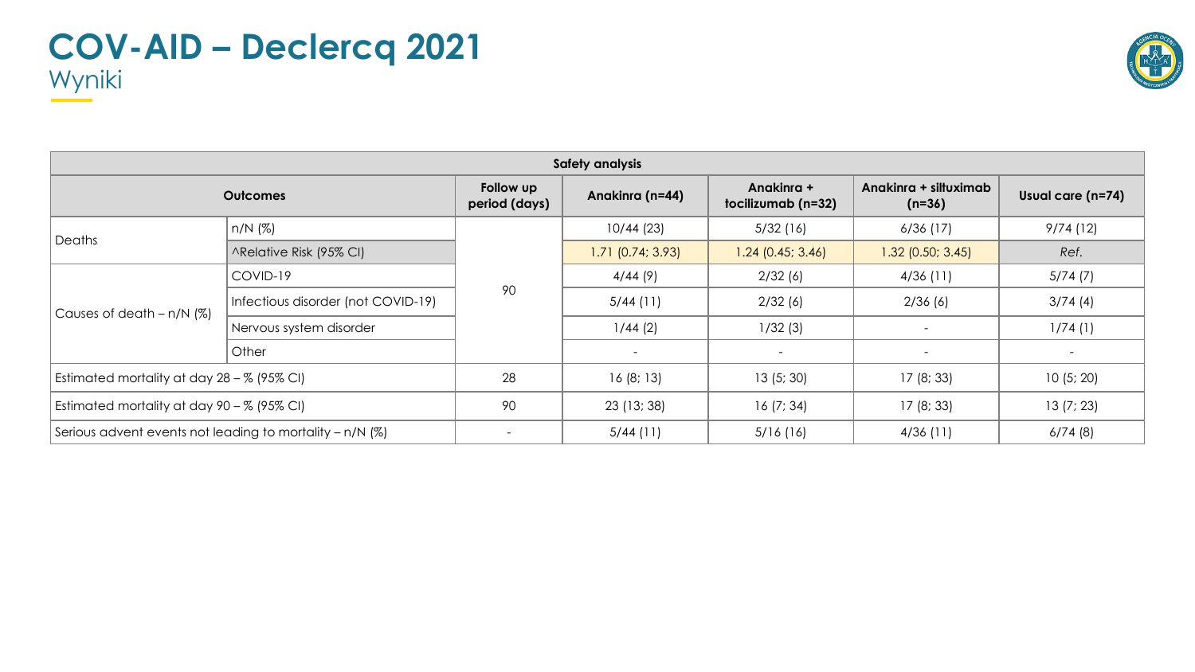# COV-AID – Declercq 2021

## Wyniki

| Safety analysis | | | | | | |
|---|---|---|---|---|---|---|
| **Outcomes** | | **Follow up period (days)** | **Anakinra (n=44)** | **Anakinra + tocilizumab (n=32)** | **Anakinra + siltuximab (n=36)** | **Usual care (n=74)** |
| Deaths | n/N (%) | 90 | 10/44 (23) | 5/32 (16) | 6/36 (17) | 9/74 (12) |
| | ^Relative Risk (95% CI) | | 1.71 (0.74; 3.93) | 1.24 (0.45; 3.46) | 1.32 (0.50; 3.45) | *Ref.* |
| Causes of death – n/N (%) | COVID-19 | | 4/44 (9) | 2/32 (6) | 4/36 (11) | 5/74 (7) |
| | Infectious disorder (not COVID-19) | | 5/44 (11) | 2/32 (6) | 2/36 (6) | 3/74 (4) |
| | Nervous system disorder | | 1/44 (2) | 1/32 (3) | - | 1/74 (1) |
| | Other | | - | - | - | - |
| Estimated mortality at day 28 – % (95% CI) | | 28 | 16 (8; 13) | 13 (5; 30) | 17 (8; 33) | 10 (5; 20) |
| Estimated mortality at day 90 – % (95% CI) | | 90 | 23 (13; 38) | 16 (7; 34) | 17 (8; 33) | 13 (7; 23) |
| Serious advent events not leading to mortality – n/N (%) | | - | 5/44 (11) | 5/16 (16) | 4/36 (11) | 6/74 (8) |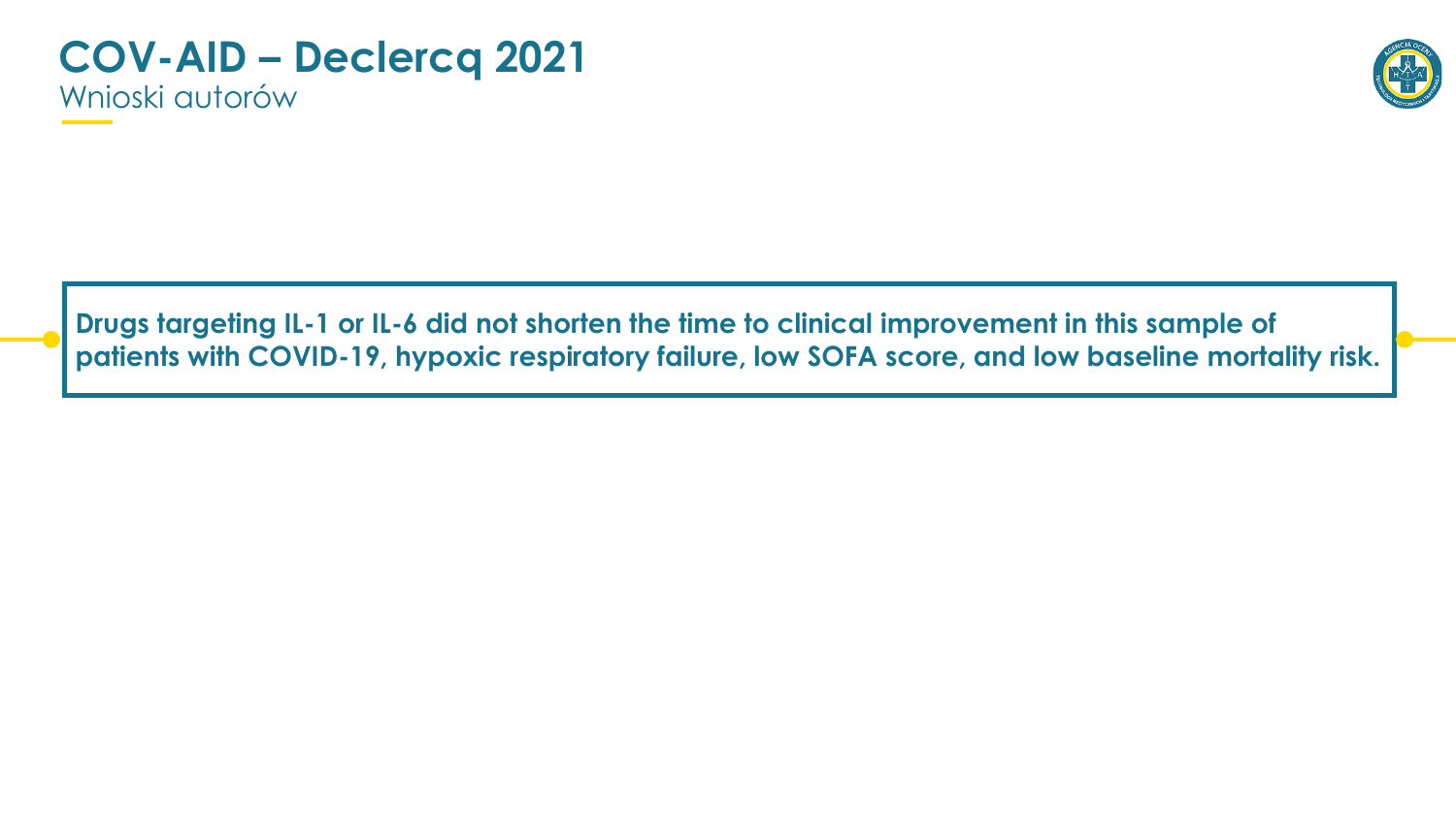# COV-AID – Declercq 2021

## Wnioski autorów

**Drugs targeting IL-1 or IL-6 did not shorten the time to clinical improvement in this sample of patients with COVID-19, hypoxic respiratory failure, low SOFA score, and low baseline mortality risk.**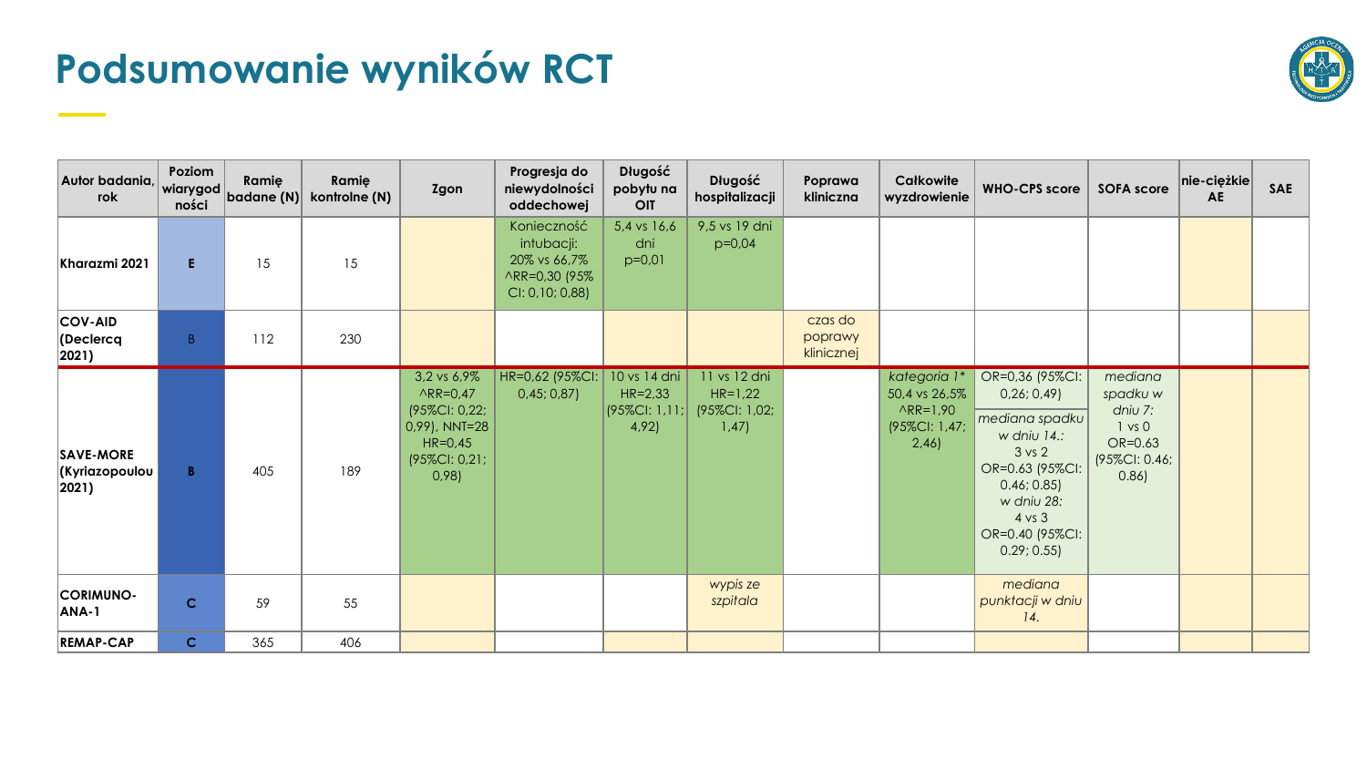# Podsumowanie wyników RCT

| Autor badania, rok | Poziom wiarygodności | Ramię badane (N) | Ramię kontrolne (N) | Zgon | Progresja do niewydolności oddechowej | Długość pobytu na OIT | Długość hospitalizacji | Poprawa kliniczna | Całkowite wyzdrowienie | WHO-CPS score | SOFA score | nie-ciężkie AE | SAE |
|---|---|---|---|---|---|---|---|---|---|---|---|---|---|
| **Kharazmi 2021** | **E** | 15 | 15 | | Konieczność intubacji: 20% vs 66,7% ^RR=0,30 (95% CI: 0,10; 0,88) | 5,4 vs 16,6 dni p=0,01 | 9,5 vs 19 dni p=0,04 | | | | | | |
| **COV-AID (Declercq 2021)** | B | 112 | 230 | | | | | czas do poprawy klinicznej | | | | | |
| **SAVE-MORE (Kyriazopoulou 2021)** | **B** | 405 | 189 | 3,2 vs 6,9% ^RR=0,47 (95%CI: 0,22; 0,99), NNT=28 HR=0,45 (95%CI: 0,21; 0,98) | HR=0,62 (95%CI: 0,45; 0,87) | 10 vs 14 dni HR=2,33 (95%CI: 1,11; 4,92) | 11 vs 12 dni HR=1,22 (95%CI: 1,02; 1,47) | | *kategoria 1** 50,4 vs 26,5% ^RR=1,90 (95%CI: 1,47; 2,46) | OR=0,36 (95%CI: 0,26; 0,49) *mediana spadku w dniu 14.:* 3 vs 2 OR=0.63 (95%CI: 0.46; 0.85) *w dniu 28:* 4 vs 3 OR=0.40 (95%CI: 0.29; 0.55) | *mediana spadku w dniu 7:* 1 vs 0 OR=0.63 (95%CI: 0.46; 0.86) | | |
| **CORIMUNO-ANA-1** | **C** | 59 | 55 | | | | *wypis ze szpitala* | | | *mediana punktacji w dniu 14.* | | | |
| **REMAP-CAP** | **C** | 365 | 406 | | | | | | | | | | |